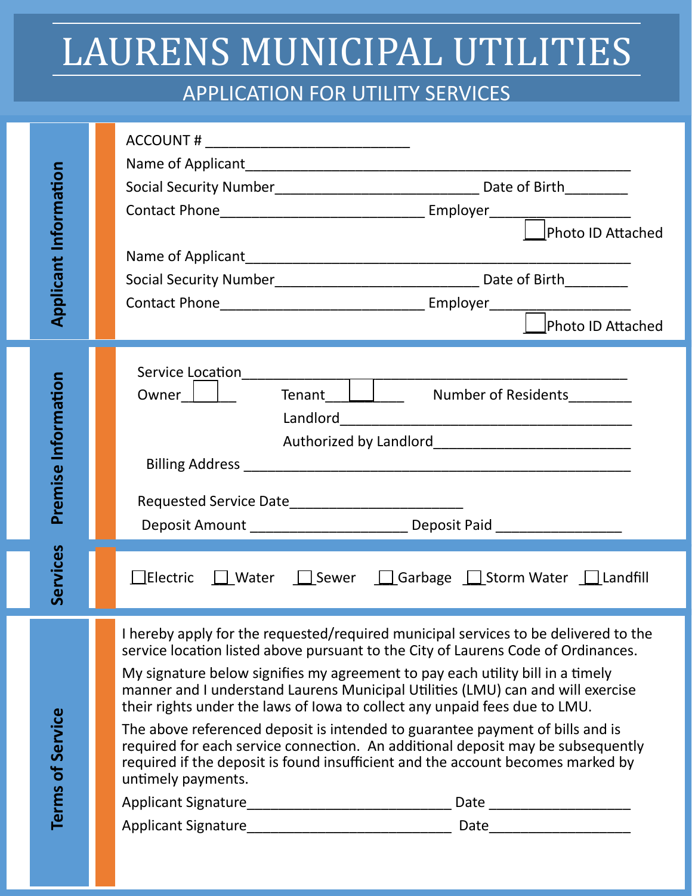# LAURENS MUNICIPAL UTILITIES

## APPLICATION FOR UTILITY SERVICES

### Applicant Information

ACCOUNT # ____________________________

Name of Applicant____________________________________________________

Social Security Number___________________________ Date of Birth________

Contact Phone___________________________ Employer___________________

☐ Photo ID Attached

Name of Applicant____________________________________________________

Social Security Number___________________________ Date of Birth________

Contact Phone___________________________ Employer___________________

☐ Photo ID Attached

### Premise Information

Service Location_____________________________________________________

Owner ☐ Tenant ☐ Number of Residents________

Landlord_________________________________________

Authorized by Landlord__________________________

Billing Address ____________________________________________________

Requested Service Date______________________

Deposit Amount ____________________ Deposit Paid ________________

### Services

☐ Electric ☐ Water ☐ Sewer ☐ Garbage ☐ Storm Water ☐ Landfill

### Terms of Service

I hereby apply for the requested/required municipal services to be delivered to the service location listed above pursuant to the City of Laurens Code of Ordinances.

My signature below signifies my agreement to pay each utility bill in a timely manner and I understand Laurens Municipal Utilities (LMU) can and will exercise their rights under the laws of Iowa to collect any unpaid fees due to LMU.

The above referenced deposit is intended to guarantee payment of bills and is required for each service connection. An additional deposit may be subsequently required if the deposit is found insufficient and the account becomes marked by untimely payments.

Applicant Signature__________________________ Date __________________

Applicant Signature__________________________ Date__________________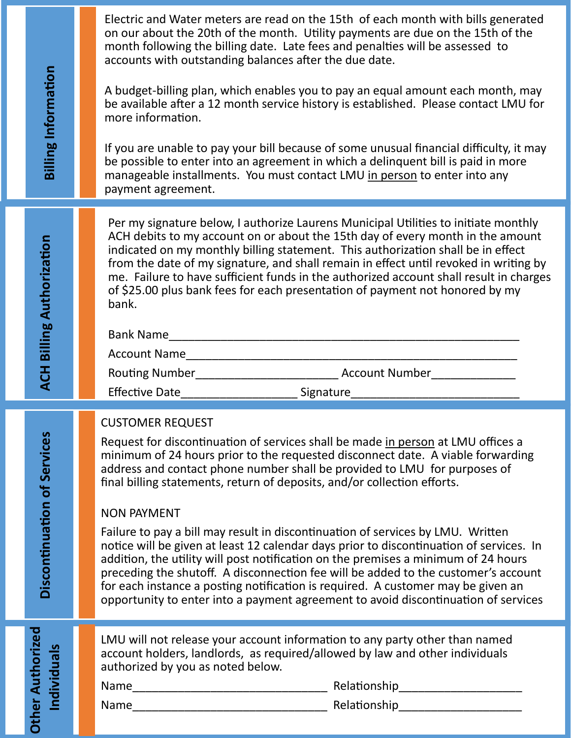## Billing Information

Electric and Water meters are read on the 15th of each month with bills generated on our about the 20th of the month. Utility payments are due on the 15th of the month following the billing date. Late fees and penalties will be assessed to accounts with outstanding balances after the due date.

A budget-billing plan, which enables you to pay an equal amount each month, may be available after a 12 month service history is established. Please contact LMU for more information.

If you are unable to pay your bill because of some unusual financial difficulty, it may be possible to enter into an agreement in which a delinquent bill is paid in more manageable installments. You must contact LMU <u>in person</u> to enter into any payment agreement.

## ACH Billing Authorization

Per my signature below, I authorize Laurens Municipal Utilities to initiate monthly ACH debits to my account on or about the 15th day of every month in the amount indicated on my monthly billing statement. This authorization shall be in effect from the date of my signature, and shall remain in effect until revoked in writing by me. Failure to have sufficient funds in the authorized account shall result in charges of $25.00 plus bank fees for each presentation of payment not honored by my bank.

Bank Name_______________________________________________

Account Name_____________________________________________

Routing Number_____________________ Account Number_____________

Effective Date_________________ Signature__________________________

## Discontinuation of Services

CUSTOMER REQUEST

Request for discontinuation of services shall be made <u>in person</u> at LMU offices a minimum of 24 hours prior to the requested disconnect date. A viable forwarding address and contact phone number shall be provided to LMU for purposes of final billing statements, return of deposits, and/or collection efforts.

NON PAYMENT

Failure to pay a bill may result in discontinuation of services by LMU. Written notice will be given at least 12 calendar days prior to discontinuation of services. In addition, the utility will post notification on the premises a minimum of 24 hours preceding the shutoff. A disconnection fee will be added to the customer's account for each instance a posting notification is required. A customer may be given an opportunity to enter into a payment agreement to avoid discontinuation of services

## Other Authorized Individuals

LMU will not release your account information to any party other than named account holders, landlords, as required/allowed by law and other individuals authorized by you as noted below.

Name______________________________ Relationship___________________

Name______________________________ Relationship___________________